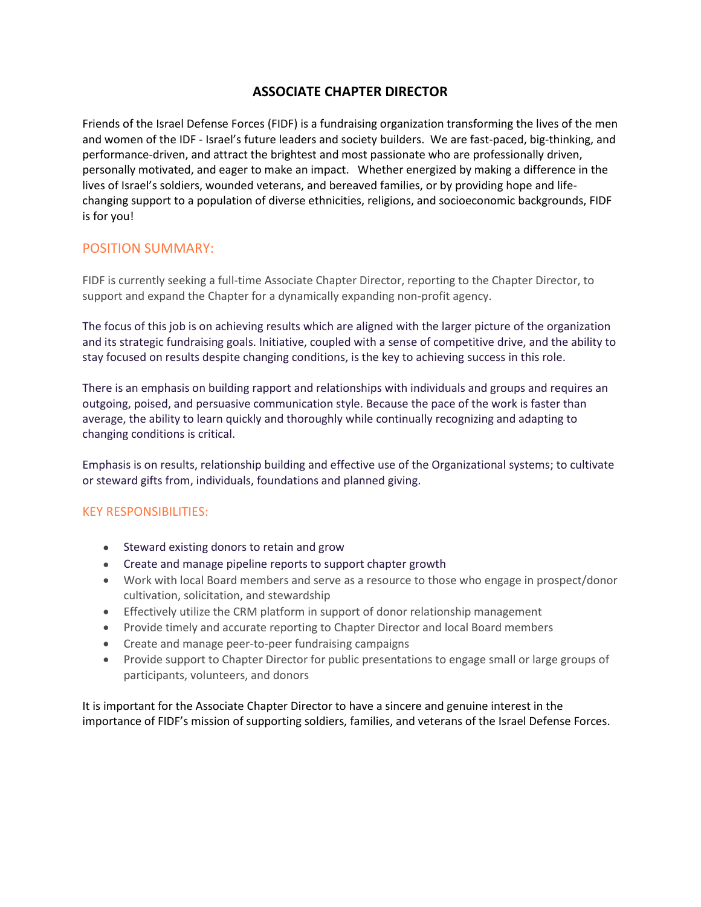# ASSOCIATE CHAPTER DIRECTOR

Friends of the Israel Defense Forces (FIDF) is a fundraising organization transforming the lives of the men and women of the IDF - Israel's future leaders and society builders. We are fast-paced, big-thinking, and performance-driven, and attract the brightest and most passionate who are professionally driven, personally motivated, and eager to make an impact. Whether energized by making a difference in the lives of Israel's soldiers, wounded veterans, and bereaved families, or by providing hope and life-changing support to a population of diverse ethnicities, religions, and socioeconomic backgrounds, FIDF is for you!

## POSITION SUMMARY:

FIDF is currently seeking a full-time Associate Chapter Director, reporting to the Chapter Director, to support and expand the Chapter for a dynamically expanding non-profit agency.

The focus of this job is on achieving results which are aligned with the larger picture of the organization and its strategic fundraising goals. Initiative, coupled with a sense of competitive drive, and the ability to stay focused on results despite changing conditions, is the key to achieving success in this role.

There is an emphasis on building rapport and relationships with individuals and groups and requires an outgoing, poised, and persuasive communication style. Because the pace of the work is faster than average, the ability to learn quickly and thoroughly while continually recognizing and adapting to changing conditions is critical.

Emphasis is on results, relationship building and effective use of the Organizational systems; to cultivate or steward gifts from, individuals, foundations and planned giving.

## KEY RESPONSIBILITIES:

- Steward existing donors to retain and grow
- Create and manage pipeline reports to support chapter growth
- Work with local Board members and serve as a resource to those who engage in prospect/donor cultivation, solicitation, and stewardship
- Effectively utilize the CRM platform in support of donor relationship management
- Provide timely and accurate reporting to Chapter Director and local Board members
- Create and manage peer-to-peer fundraising campaigns
- Provide support to Chapter Director for public presentations to engage small or large groups of participants, volunteers, and donors

It is important for the Associate Chapter Director to have a sincere and genuine interest in the importance of FIDF's mission of supporting soldiers, families, and veterans of the Israel Defense Forces.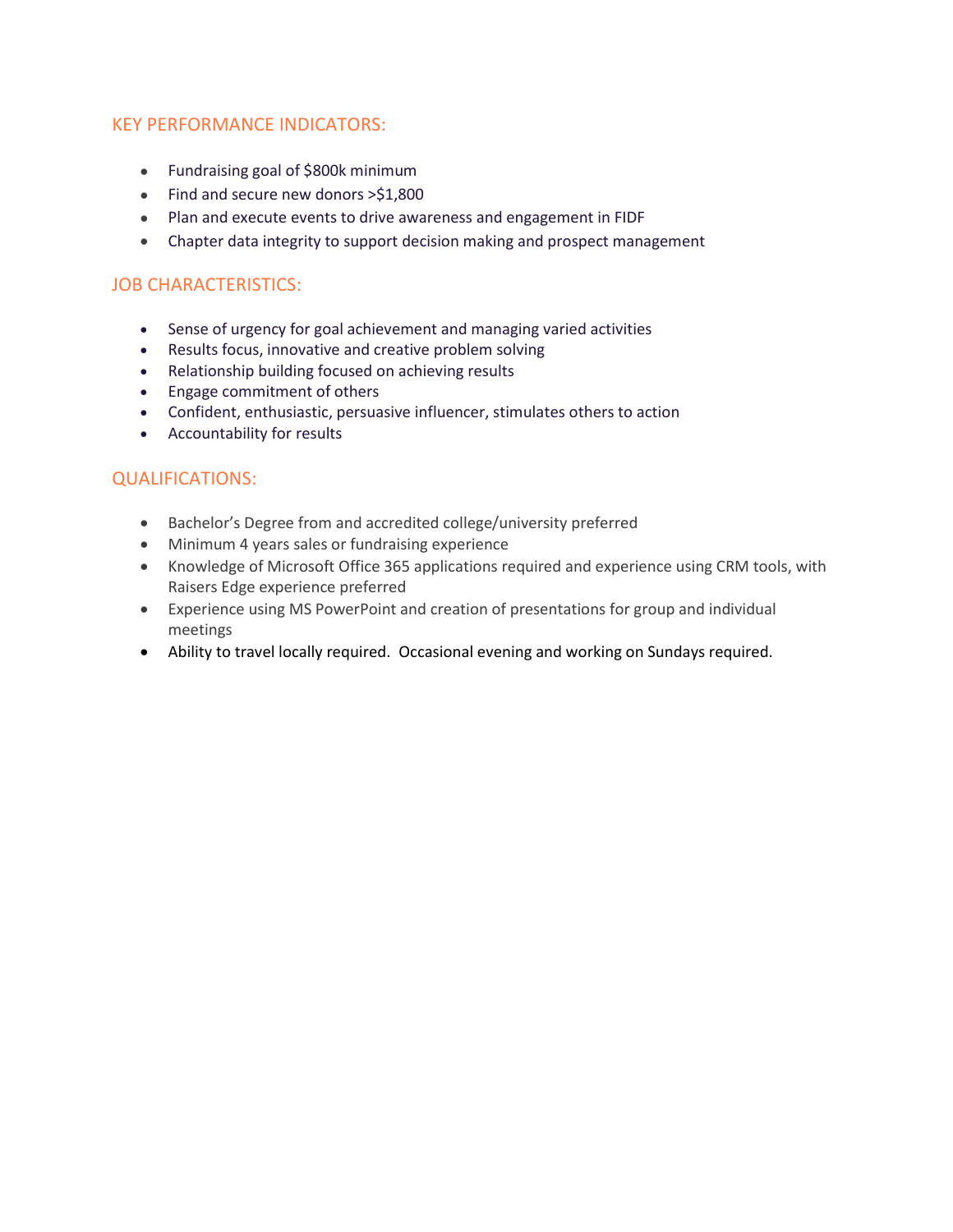## KEY PERFORMANCE INDICATORS:

- Fundraising goal of $800k minimum
- Find and secure new donors >$1,800
- Plan and execute events to drive awareness and engagement in FIDF
- Chapter data integrity to support decision making and prospect management

## JOB CHARACTERISTICS:

- Sense of urgency for goal achievement and managing varied activities
- Results focus, innovative and creative problem solving
- Relationship building focused on achieving results
- Engage commitment of others
- Confident, enthusiastic, persuasive influencer, stimulates others to action
- Accountability for results

## QUALIFICATIONS:

- Bachelor's Degree from and accredited college/university preferred
- Minimum 4 years sales or fundraising experience
- Knowledge of Microsoft Office 365 applications required and experience using CRM tools, with Raisers Edge experience preferred
- Experience using MS PowerPoint and creation of presentations for group and individual meetings
- Ability to travel locally required. Occasional evening and working on Sundays required.